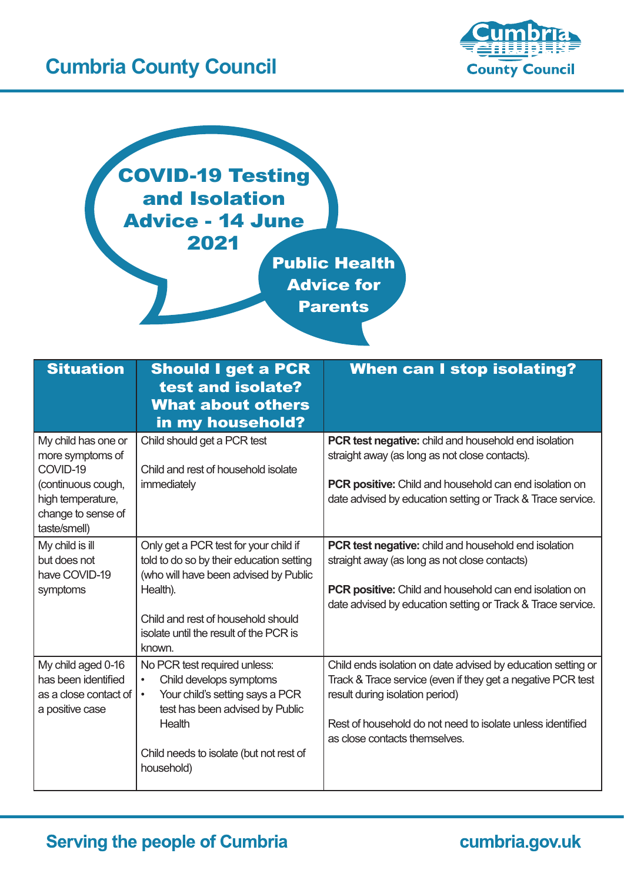# Cumbria County Council

## COVID-19 Testing and Isolation Advice - 14 June 2021

### Public Health Advice for Parents

| Situation | Should I get a PCR test and isolate? What about others in my household? | When can I stop isolating? |
|---|---|---|
| My child has one or more symptoms of COVID-19 (continuous cough, high temperature, change to sense of taste/smell) | Child should get a PCR test<br><br>Child and rest of household isolate immediately | **PCR test negative:** child and household end isolation straight away (as long as not close contacts).<br><br>**PCR positive:** Child and household can end isolation on date advised by education setting or Track & Trace service. |
| My child is ill but does not have COVID-19 symptoms | Only get a PCR test for your child if told to do so by their education setting (who will have been advised by Public Health).<br><br>Child and rest of household should isolate until the result of the PCR is known. | **PCR test negative:** child and household end isolation straight away (as long as not close contacts)<br><br>**PCR positive:** Child and household can end isolation on date advised by education setting or Track & Trace service. |
| My child aged 0-16 has been identified as a close contact of a positive case | No PCR test required unless:<br>• Child develops symptoms<br>• Your child's setting says a PCR test has been advised by Public Health<br><br>Child needs to isolate (but not rest of household) | Child ends isolation on date advised by education setting or Track & Trace service (even if they get a negative PCR test result during isolation period)<br><br>Rest of household do not need to isolate unless identified as close contacts themselves. |

Serving the people of Cumbria

cumbria.gov.uk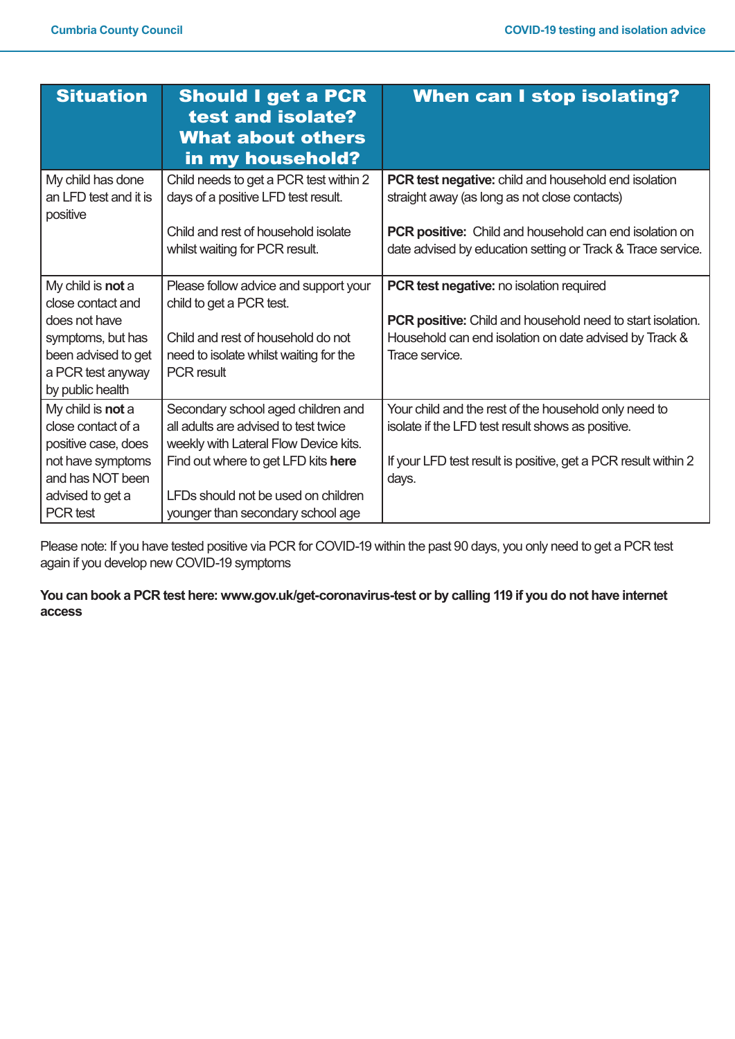| Situation | Should I get a PCR test and isolate? What about others in my household? | When can I stop isolating? |
|---|---|---|
| My child has done an LFD test and it is positive | Child needs to get a PCR test within 2 days of a positive LFD test result.<br><br>Child and rest of household isolate whilst waiting for PCR result. | **PCR test negative:** child and household end isolation straight away (as long as not close contacts)<br><br>**PCR positive:** Child and household can end isolation on date advised by education setting or Track & Trace service. |
| My child is **not** a close contact and does not have symptoms, but has been advised to get a PCR test anyway by public health | Please follow advice and support your child to get a PCR test.<br><br>Child and rest of household do not need to isolate whilst waiting for the PCR result | **PCR test negative:** no isolation required<br><br>**PCR positive:** Child and household need to start isolation. Household can end isolation on date advised by Track & Trace service. |
| My child is **not** a close contact of a positive case, does not have symptoms and has NOT been advised to get a PCR test | Secondary school aged children and all adults are advised to test twice weekly with Lateral Flow Device kits. Find out where to get LFD kits **here**<br><br>LFDs should not be used on children younger than secondary school age | Your child and the rest of the household only need to isolate if the LFD test result shows as positive.<br><br>If your LFD test result is positive, get a PCR result within 2 days. |

Please note: If you have tested positive via PCR for COVID-19 within the past 90 days, you only need to get a PCR test again if you develop new COVID-19 symptoms

**You can book a PCR test here: www.gov.uk/get-coronavirus-test or by calling 119 if you do not have internet access**